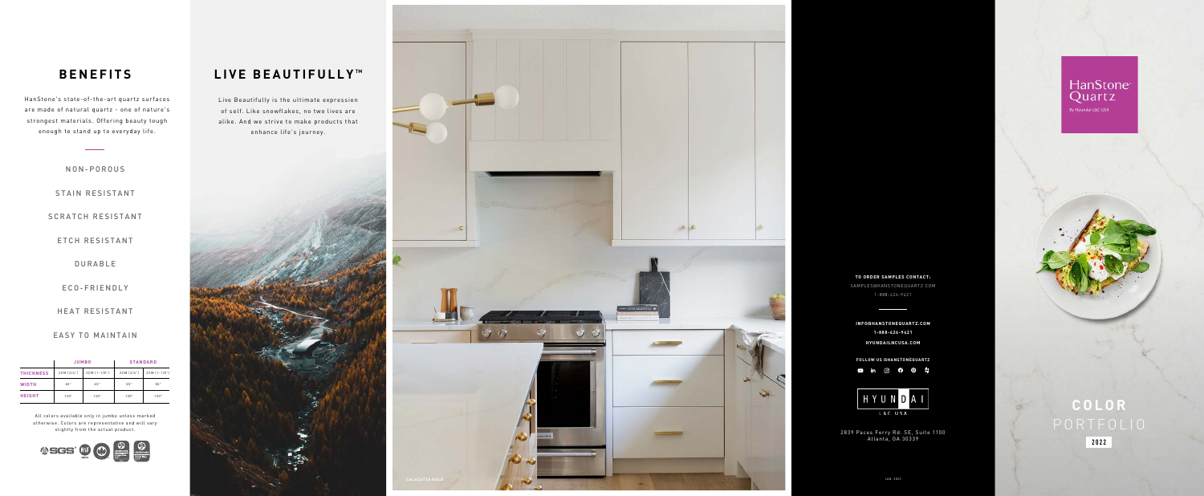## BENEFITS

HanStone's state-of-the-art quartz surfaces are made of natural quartz - one of nature's strongest materials. Offering beauty tough enough to stand up to everyday life.

NON-POROUS

STAIN RESISTANT

SCRATCH RESISTANT

ETCH RESISTANT

DURABLE

ECO-FRIENDLY

HEAT RESISTANT

EASY TO MAINTAIN

| | JUMBO | | STANDARD | |
|---|---|---|---|---|
| THICKNESS | 2CM (3/4") | 3CM (1-1/8") | 2CM (3/4") | 3CM (1-1/8") |
| WIDTH | 65" | 65" | 55" | 55" |
| HEIGHT | 130" | 130" | 120" | 120" |

All colors available only in jumbo unless marked otherwise. Colors are representative and will vary slightly from the actual product.

## LIVE BEAUTIFULLY™

Live Beautifully is the ultimate expression of self. Like snowflakes, no two lives are alike. And we strive to make products that enhance life's journey.

CALACATTA GOLD

**TO ORDER SAMPLES CONTACT:**
SAMPLES@HANSTONEQUARTZ.COM
1-888-426-9421

**INFO@HANSTONEQUARTZ.COM**
**1-888-426-9421**
**HYUNDAILNCUSA.COM**

**FOLLOW US @HANSTONEQUARTZ**

HYUNDAI L&C USA

2839 Paces Ferry Rd. SE, Suite 1100
Atlanta, GA 30339

JAN. 2022

HanStone® Quartz
By Hyundai L&C USA

# COLOR PORTFOLIO

2022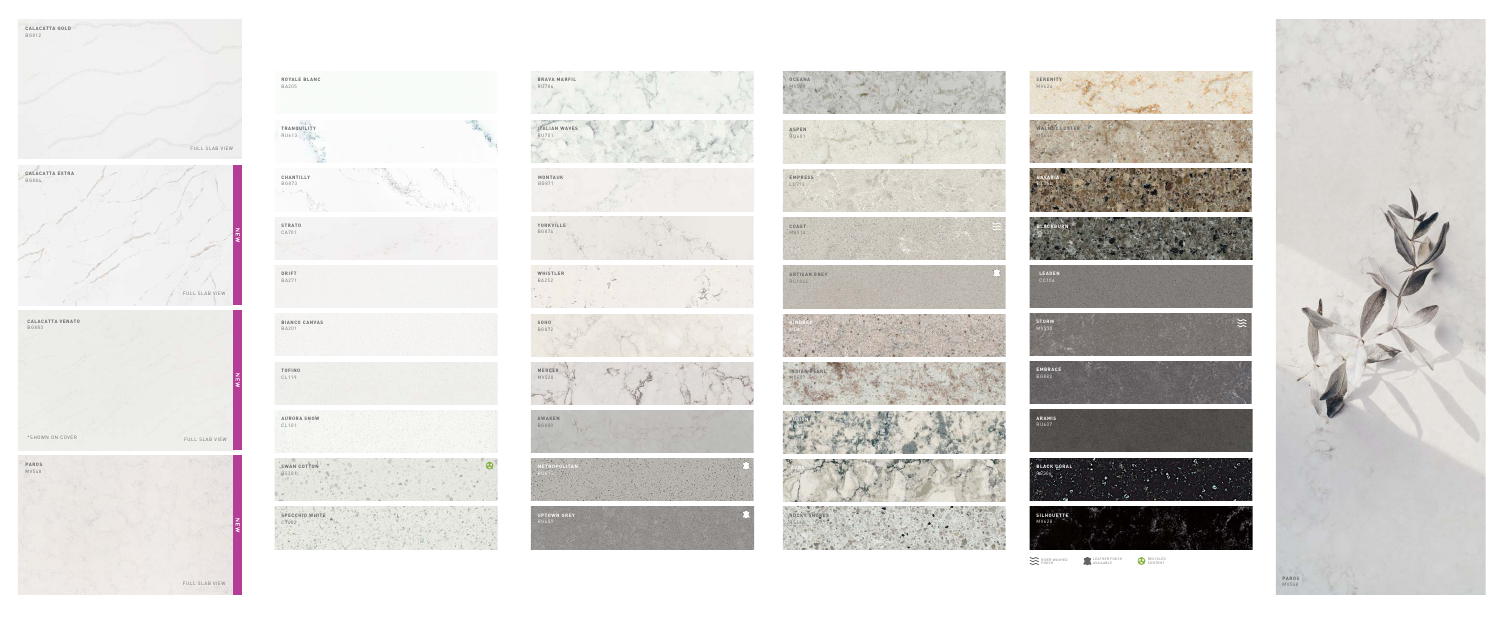CALACATTA GOLD
BQ8812

FULL SLAB VIEW

CALACATTA EXTRA
BQ8806

NEW

FULL SLAB VIEW

CALACATTA VENATO
BQ8883

NEW

*SHOWN ON COVER

FULL SLAB VIEW

PAROS
MV546

NEW

FULL SLAB VIEW

ROYALE BLANC
BA205

TRANQUILITY
RU613

CHANTILLY
BQ873

STRATO
CA761

DRIFT
BA271

BIANCO CANVAS
BA201

TOFINO
CL114

AURORA SNOW
CL101

SWAN COTTON
BQ280

SPECCHIO WHITE
CT002

BRAVA MARFIL
RU786

ITALIAN WAVES
RU701

MONTAUK
BQ871

YORKVILLE
BQ876

WHISTLER
BA252

SOHO
BQ872

MERCER
MV526

AWAKEN
BQ880

METROPOLITAN

UPTOWN GREY
RU457

OCEANA

ASPEN
RU401

EMPRESS
CL012

COAST
MV511

ARTISAN GREY
RC301

INDIAN PEARL

ROCKY SHORES

SERENITY
MV524

BAVARIA

LEADEN
CC706

STORM
MV530

EMBRACE
BQ882

ARAMIS
RU407

BLACK CORAL

SILHOUETTE
MV628

RIVER WASHED FINISH

LEATHER FINISH AVAILABLE

RECYCLED CONTENT

PAROS
MV546